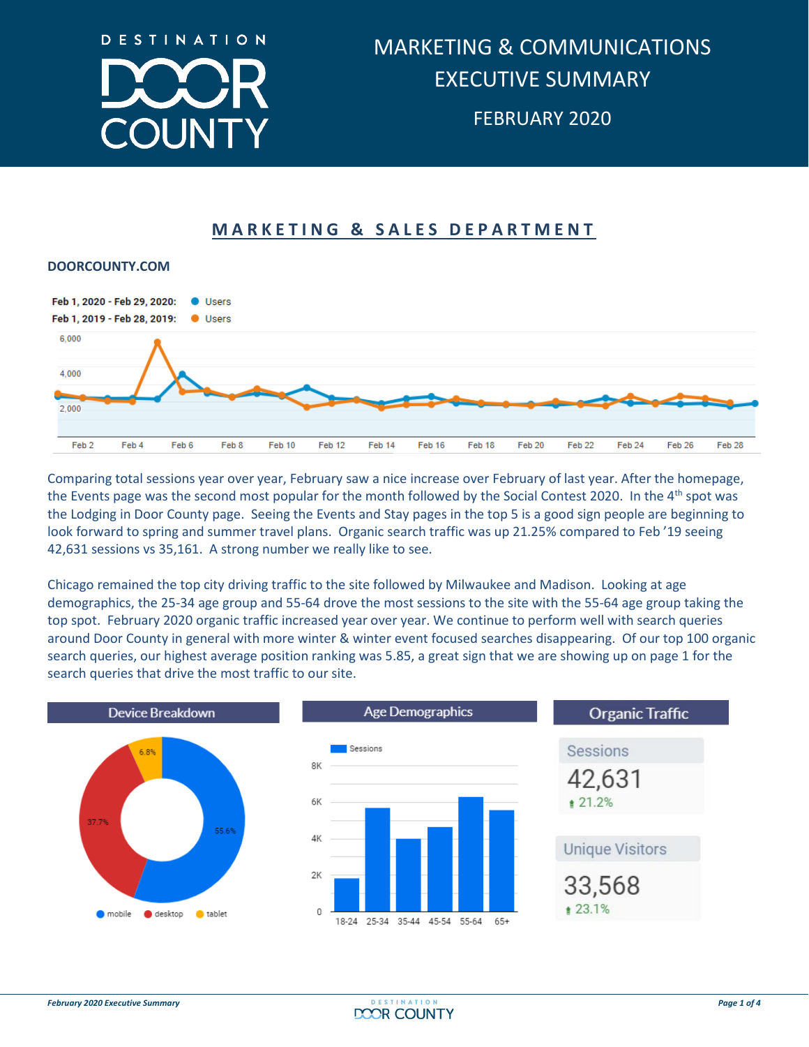# DESTINATION DOOR COUNTY

# MARKETING & COMMUNICATIONS EXECUTIVE SUMMARY

FEBRUARY 2020

## MARKETING & SALES DEPARTMENT

### DOORCOUNTY.COM

Feb 1, 2020 - Feb 29, 2020: Users
Feb 1, 2019 - Feb 28, 2019: Users

Comparing total sessions year over year, February saw a nice increase over February of last year. After the homepage, the Events page was the second most popular for the month followed by the Social Contest 2020. In the 4th spot was the Lodging in Door County page. Seeing the Events and Stay pages in the top 5 is a good sign people are beginning to look forward to spring and summer travel plans. Organic search traffic was up 21.25% compared to Feb '19 seeing 42,631 sessions vs 35,161. A strong number we really like to see.

Chicago remained the top city driving traffic to the site followed by Milwaukee and Madison. Looking at age demographics, the 25-34 age group and 55-64 drove the most sessions to the site with the 55-64 age group taking the top spot. February 2020 organic traffic increased year over year. We continue to perform well with search queries around Door County in general with more winter & winter event focused searches disappearing. Of our top 100 organic search queries, our highest average position ranking was 5.85, a great sign that we are showing up on page 1 for the search queries that drive the most traffic to our site.

**Device Breakdown**

| Device | Share |
|---|---|
| mobile | 55.6% |
| desktop | 37.7% |
| tablet | 6.8% |

**Age Demographics** (Sessions): 18-24, 25-34, 35-44, 45-54, 55-64, 65+

**Organic Traffic**

| Metric | Value | Change |
|---|---|---|
| Sessions | 42,631 | 21.2% |
| Unique Visitors | 33,568 | 23.1% |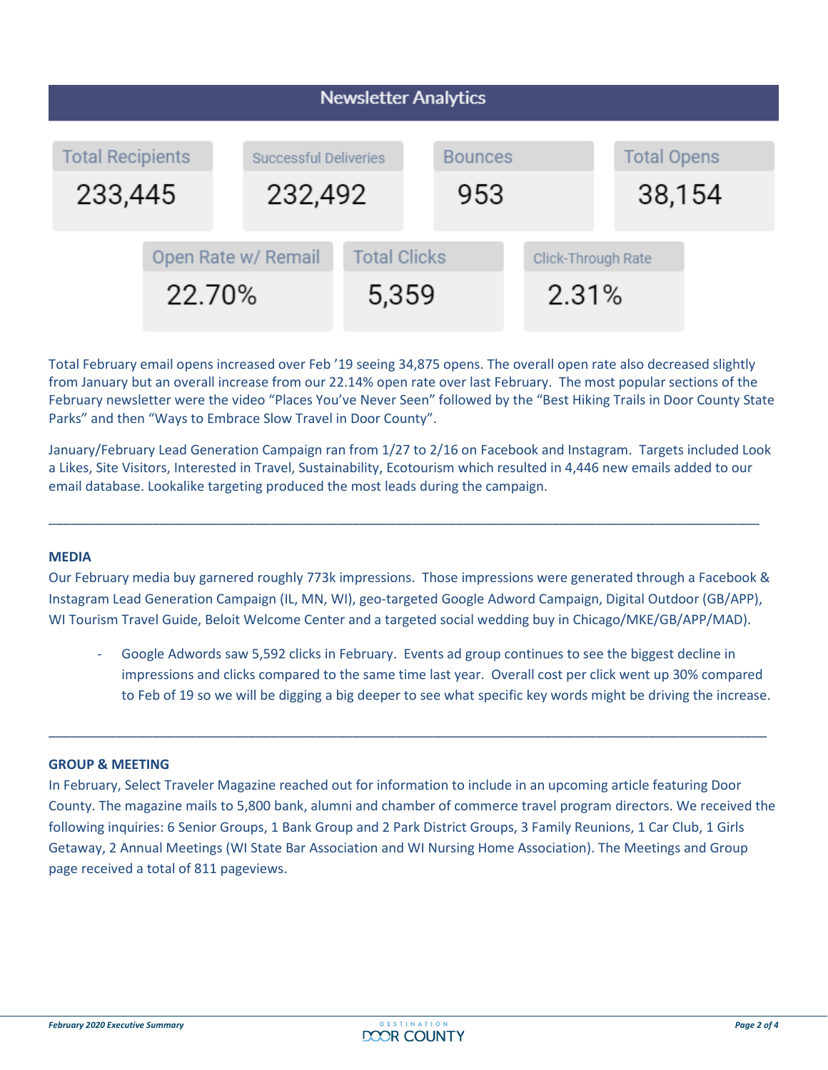## Newsletter Analytics

| Total Recipients | Successful Deliveries | Bounces | Total Opens |
|---|---|---|---|
| 233,445 | 232,492 | 953 | 38,154 |

| Open Rate w/ Remail | Total Clicks | Click-Through Rate |
|---|---|---|
| 22.70% | 5,359 | 2.31% |

Total February email opens increased over Feb '19 seeing 34,875 opens. The overall open rate also decreased slightly from January but an overall increase from our 22.14% open rate over last February. The most popular sections of the February newsletter were the video "Places You've Never Seen" followed by the "Best Hiking Trails in Door County State Parks" and then "Ways to Embrace Slow Travel in Door County".

January/February Lead Generation Campaign ran from 1/27 to 2/16 on Facebook and Instagram. Targets included Look a Likes, Site Visitors, Interested in Travel, Sustainability, Ecotourism which resulted in 4,446 new emails added to our email database. Lookalike targeting produced the most leads during the campaign.

---

**MEDIA**

Our February media buy garnered roughly 773k impressions. Those impressions were generated through a Facebook & Instagram Lead Generation Campaign (IL, MN, WI), geo-targeted Google Adword Campaign, Digital Outdoor (GB/APP), WI Tourism Travel Guide, Beloit Welcome Center and a targeted social wedding buy in Chicago/MKE/GB/APP/MAD).

- Google Adwords saw 5,592 clicks in February. Events ad group continues to see the biggest decline in impressions and clicks compared to the same time last year. Overall cost per click went up 30% compared to Feb of 19 so we will be digging a big deeper to see what specific key words might be driving the increase.

---

**GROUP & MEETING**

In February, Select Traveler Magazine reached out for information to include in an upcoming article featuring Door County. The magazine mails to 5,800 bank, alumni and chamber of commerce travel program directors. We received the following inquiries: 6 Senior Groups, 1 Bank Group and 2 Park District Groups, 3 Family Reunions, 1 Car Club, 1 Girls Getaway, 2 Annual Meetings (WI State Bar Association and WI Nursing Home Association). The Meetings and Group page received a total of 811 pageviews.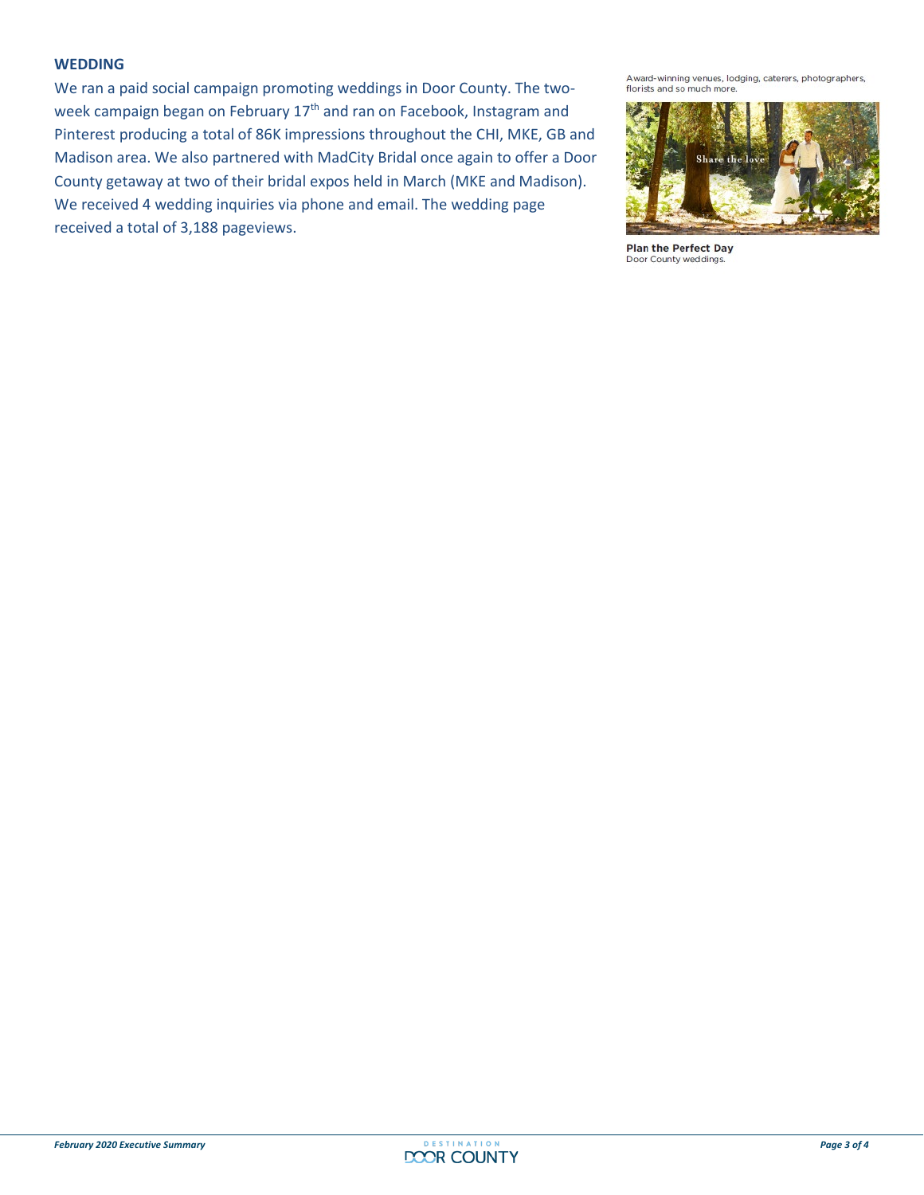## WEDDING

We ran a paid social campaign promoting weddings in Door County. The two-week campaign began on February 17th and ran on Facebook, Instagram and Pinterest producing a total of 86K impressions throughout the CHI, MKE, GB and Madison area. We also partnered with MadCity Bridal once again to offer a Door County getaway at two of their bridal expos held in March (MKE and Madison). We received 4 wedding inquiries via phone and email. The wedding page received a total of 3,188 pageviews.

Award-winning venues, lodging, caterers, photographers, florists and so much more.

Share the love

**Plan the Perfect Day**
Door County weddings.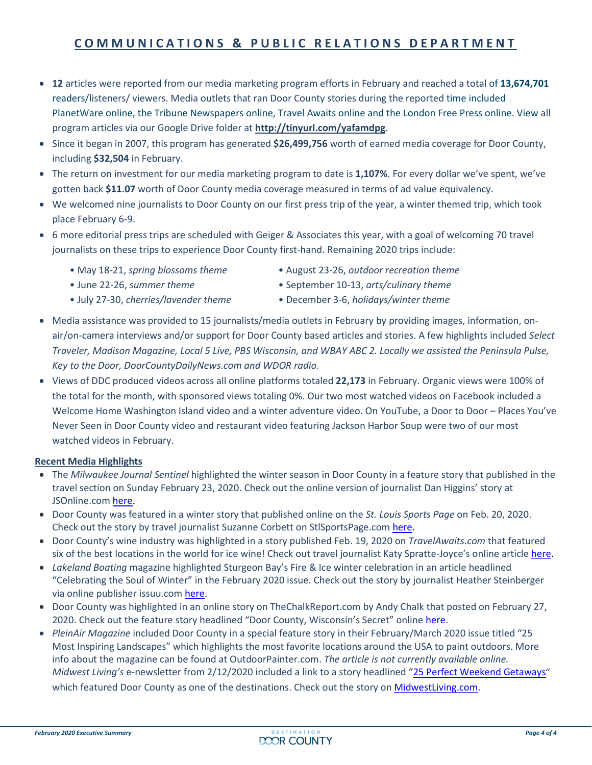## COMMUNICATIONS & PUBLIC RELATIONS DEPARTMENT

- **12** articles were reported from our media marketing program efforts in February and reached a total of **13,674,701** readers/listeners/ viewers. Media outlets that ran Door County stories during the reported time included PlanetWare online, the Tribune Newspapers online, Travel Awaits online and the London Free Press online. View all program articles via our Google Drive folder at **http://tinyurl.com/yafamdpg**.
- Since it began in 2007, this program has generated **$26,499,756** worth of earned media coverage for Door County, including **$32,504** in February.
- The return on investment for our media marketing program to date is **1,107%**. For every dollar we've spent, we've gotten back **$11.07** worth of Door County media coverage measured in terms of ad value equivalency.
- We welcomed nine journalists to Door County on our first press trip of the year, a winter themed trip, which took place February 6-9.
- 6 more editorial press trips are scheduled with Geiger & Associates this year, with a goal of welcoming 70 travel journalists on these trips to experience Door County first-hand. Remaining 2020 trips include:
  - May 18-21, *spring blossoms theme*
  - June 22-26, *summer theme*
  - July 27-30, *cherries/lavender theme*
  - August 23-26, *outdoor recreation theme*
  - September 10-13, *arts/culinary theme*
  - December 3-6, *holidays/winter theme*
- Media assistance was provided to 15 journalists/media outlets in February by providing images, information, on-air/on-camera interviews and/or support for Door County based articles and stories. A few highlights included *Select Traveler, Madison Magazine, Local 5 Live, PBS Wisconsin, and WBAY ABC 2. Locally we assisted the Peninsula Pulse, Key to the Door, DoorCountyDailyNews.com and WDOR radio.*
- Views of DDC produced videos across all online platforms totaled **22,173** in February. Organic views were 100% of the total for the month, with sponsored views totaling 0%. Our two most watched videos on Facebook included a Welcome Home Washington Island video and a winter adventure video. On YouTube, a Door to Door – Places You've Never Seen in Door County video and restaurant video featuring Jackson Harbor Soup were two of our most watched videos in February.

### Recent Media Highlights

- The *Milwaukee Journal Sentinel* highlighted the winter season in Door County in a feature story that published in the travel section on Sunday February 23, 2020. Check out the online version of journalist Dan Higgins' story at JSOnline.com here.
- Door County was featured in a winter story that published online on the *St. Louis Sports Page* on Feb. 20, 2020. Check out the story by travel journalist Suzanne Corbett on StlSportsPage.com here.
- Door County's wine industry was highlighted in a story published Feb. 19, 2020 on *TravelAwaits.com* that featured six of the best locations in the world for ice wine! Check out travel journalist Katy Spratte-Joyce's online article here.
- *Lakeland Boating* magazine highlighted Sturgeon Bay's Fire & Ice winter celebration in an article headlined "Celebrating the Soul of Winter" in the February 2020 issue. Check out the story by journalist Heather Steinberger via online publisher issuu.com here.
- Door County was highlighted in an online story on TheChalkReport.com by Andy Chalk that posted on February 27, 2020. Check out the feature story headlined "Door County, Wisconsin's Secret" online here.
- *PleinAir Magazine* included Door County in a special feature story in their February/March 2020 issue titled "25 Most Inspiring Landscapes" which highlights the most favorite locations around the USA to paint outdoors. More info about the magazine can be found at OutdoorPainter.com. *The article is not currently available online.* *Midwest Living's* e-newsletter from 2/12/2020 included a link to a story headlined "25 Perfect Weekend Getaways" which featured Door County as one of the destinations. Check out the story on MidwestLiving.com.